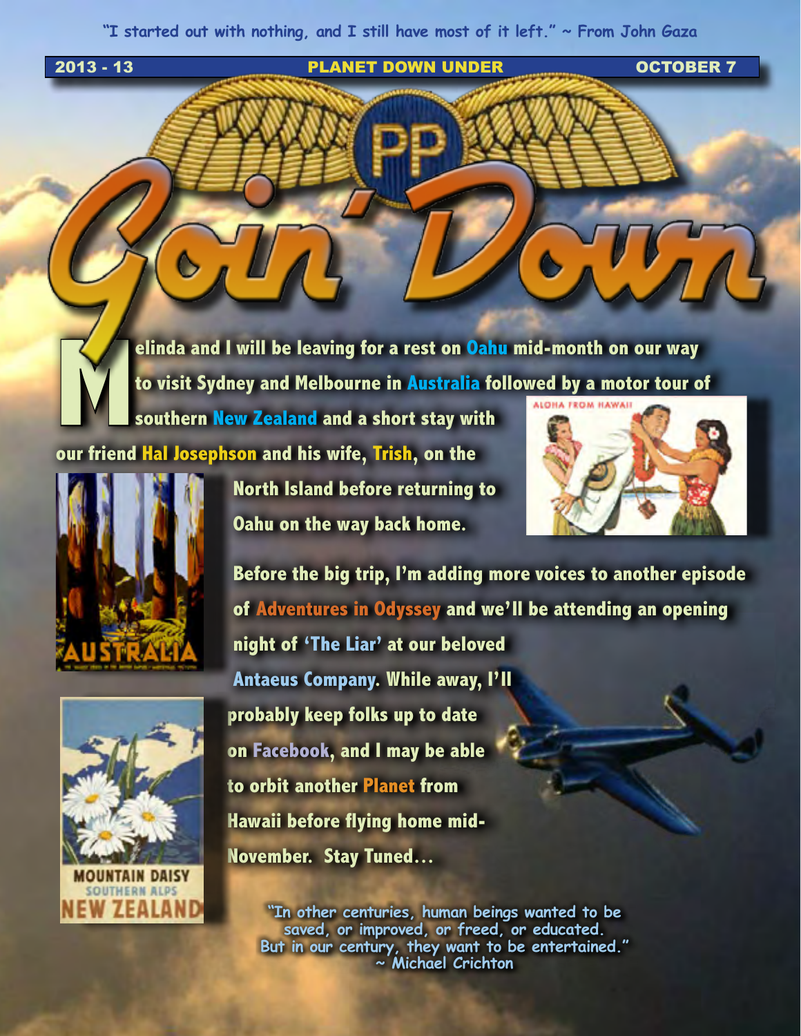"I started out with nothing, and I still have most of it left." ~ From John Gaza

2013 - 13 PLANET DOWN UNDER OCTOBER 7

# Goin' Down

Melinda and I will be leaving for a rest on Oahu mid-month on our way to visit Sydney and Melbourne in Australia followed by a motor tour of southern New Zealand and a short stay with our friend Hal Josephson and his wife, Trish, on the North Island before returning to Oahu on the way back home.

Before the big trip, I'm adding more voices to another episode of Adventures in Odyssey and we'll be attending an opening night of 'The Liar' at our beloved Antaeus Company. While away, I'll probably keep folks up to date on Facebook, and I may be able to orbit another Planet from Hawaii before flying home mid-November. Stay Tuned…

"In other centuries, human beings wanted to be saved, or improved, or freed, or educated. But in our century, they want to be entertained."
~ Michael Crichton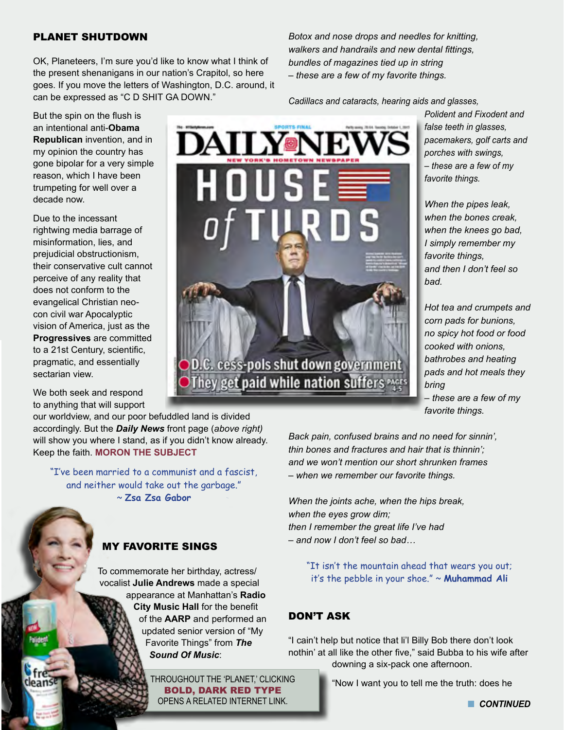## PLANET SHUTDOWN

OK, Planeteers, I'm sure you'd like to know what I think of the present shenanigans in our nation's Crapitol, so here goes. If you move the letters of Washington, D.C. around, it can be expressed as "C D SHIT GA DOWN."

But the spin on the flush is an intentional anti-**Obama Republican** invention, and in my opinion the country has gone bipolar for a very simple reason, which I have been trumpeting for well over a decade now.

Due to the incessant rightwing media barrage of misinformation, lies, and prejudicial obstructionism, their conservative cult cannot perceive of any reality that does not conform to the evangelical Christian neo-con civil war Apocalyptic vision of America, just as the **Progressives** are committed to a 21st Century, scientific, pragmatic, and essentially sectarian view.

We both seek and respond to anything that will support our worldview, and our poor befuddled land is divided accordingly. But the ***Daily News*** front page (*above right*) will show you where I stand, as if you didn't know already. Keep the faith. **MORON THE SUBJECT**

"I've been married to a communist and a fascist, and neither would take out the garbage." ~ **Zsa Zsa Gabor**

## MY FAVORITE SINGS

To commemorate her birthday, actress/vocalist **Julie Andrews** made a special appearance at Manhattan's **Radio City Music Hall** for the benefit of the **AARP** and performed an updated senior version of "My Favorite Things" from ***The Sound Of Music***:

*Botox and nose drops and needles for knitting,*
*walkers and handrails and new dental fittings,*
*bundles of magazines tied up in string*
*– these are a few of my favorite things.*

*Cadillacs and cataracts, hearing aids and glasses,*
*Polident and Fixodent and false teeth in glasses,*
*pacemakers, golf carts and porches with swings,*
*– these are a few of my favorite things.*

*When the pipes leak,*
*when the bones creak,*
*when the knees go bad,*
*I simply remember my favorite things,*
*and then I don't feel so bad.*

*Hot tea and crumpets and corn pads for bunions,*
*no spicy hot food or food cooked with onions,*
*bathrobes and heating pads and hot meals they bring*
*– these are a few of my favorite things.*

*Back pain, confused brains and no need for sinnin',*
*thin bones and fractures and hair that is thinnin';*
*and we won't mention our short shrunken frames*
*– when we remember our favorite things.*

*When the joints ache, when the hips break,*
*when the eyes grow dim;*
*then I remember the great life I've had*
*– and now I don't feel so bad…*

"It isn't the mountain ahead that wears you out; it's the pebble in your shoe." ~ **Muhammad Ali**

THROUGHOUT THE 'PLANET,' CLICKING **BOLD, DARK RED TYPE** OPENS A RELATED INTERNET LINK.

## DON'T ASK

"I cain't help but notice that li'l Billy Bob there don't look nothin' at all like the other five," said Bubba to his wife after downing a six-pack one afternoon.

"Now I want you to tell me the truth: does he

***CONTINUED***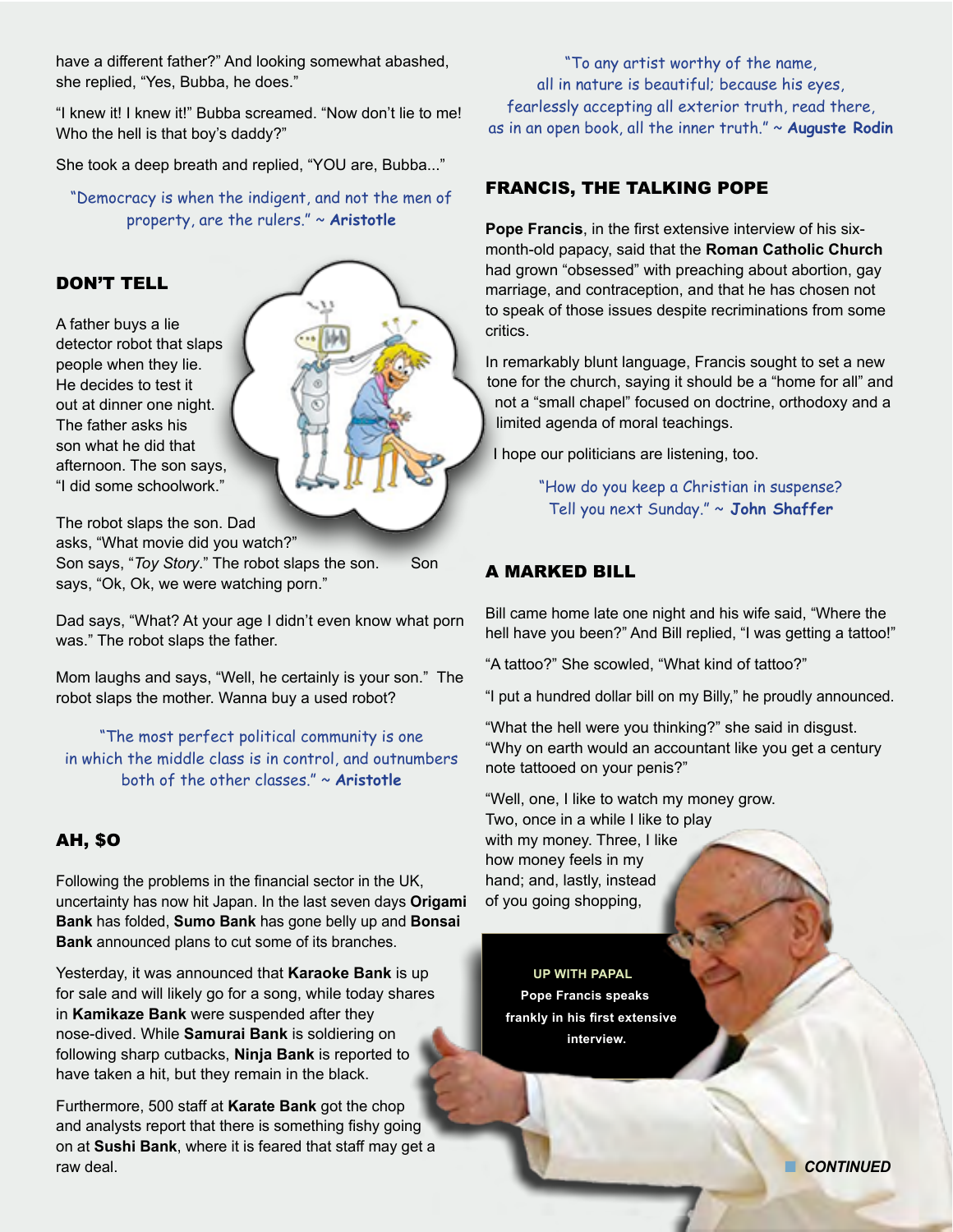have a different father?" And looking somewhat abashed, she replied, "Yes, Bubba, he does."

"I knew it! I knew it!" Bubba screamed. "Now don't lie to me! Who the hell is that boy's daddy?"

She took a deep breath and replied, "YOU are, Bubba..."

"Democracy is when the indigent, and not the men of property, are the rulers." ~ **Aristotle**

## DON'T TELL

A father buys a lie detector robot that slaps people when they lie. He decides to test it out at dinner one night. The father asks his son what he did that afternoon. The son says, "I did some schoolwork."

The robot slaps the son. Dad asks, "What movie did you watch?" Son says, "*Toy Story*." The robot slaps the son. Son says, "Ok, Ok, we were watching porn."

Dad says, "What? At your age I didn't even know what porn was." The robot slaps the father.

Mom laughs and says, "Well, he certainly is your son." The robot slaps the mother. Wanna buy a used robot?

"The most perfect political community is one in which the middle class is in control, and outnumbers both of the other classes." ~ **Aristotle**

## AH, $O

Following the problems in the financial sector in the UK, uncertainty has now hit Japan. In the last seven days **Origami Bank** has folded, **Sumo Bank** has gone belly up and **Bonsai Bank** announced plans to cut some of its branches.

Yesterday, it was announced that **Karaoke Bank** is up for sale and will likely go for a song, while today shares in **Kamikaze Bank** were suspended after they nose-dived. While **Samurai Bank** is soldiering on following sharp cutbacks, **Ninja Bank** is reported to have taken a hit, but they remain in the black.

Furthermore, 500 staff at **Karate Bank** got the chop and analysts report that there is something fishy going on at **Sushi Bank**, where it is feared that staff may get a raw deal.

"To any artist worthy of the name, all in nature is beautiful; because his eyes, fearlessly accepting all exterior truth, read there, as in an open book, all the inner truth." ~ **Auguste Rodin**

## FRANCIS, THE TALKING POPE

**Pope Francis**, in the first extensive interview of his six-month-old papacy, said that the **Roman Catholic Church** had grown "obsessed" with preaching about abortion, gay marriage, and contraception, and that he has chosen not to speak of those issues despite recriminations from some critics.

In remarkably blunt language, Francis sought to set a new tone for the church, saying it should be a "home for all" and not a "small chapel" focused on doctrine, orthodoxy and a limited agenda of moral teachings.

I hope our politicians are listening, too.

"How do you keep a Christian in suspense? Tell you next Sunday." ~ **John Shaffer**

## A MARKED BILL

Bill came home late one night and his wife said, "Where the hell have you been?" And Bill replied, "I was getting a tattoo!"

"A tattoo?" She scowled, "What kind of tattoo?"

"I put a hundred dollar bill on my Billy," he proudly announced.

"What the hell were you thinking?" she said in disgust. "Why on earth would an accountant like you get a century note tattooed on your penis?"

"Well, one, I like to watch my money grow. Two, once in a while I like to play with my money. Three, I like how money feels in my hand; and, lastly, instead of you going shopping,

**UP WITH PAPAL**
**Pope Francis speaks frankly in his first extensive interview.**

***CONTINUED***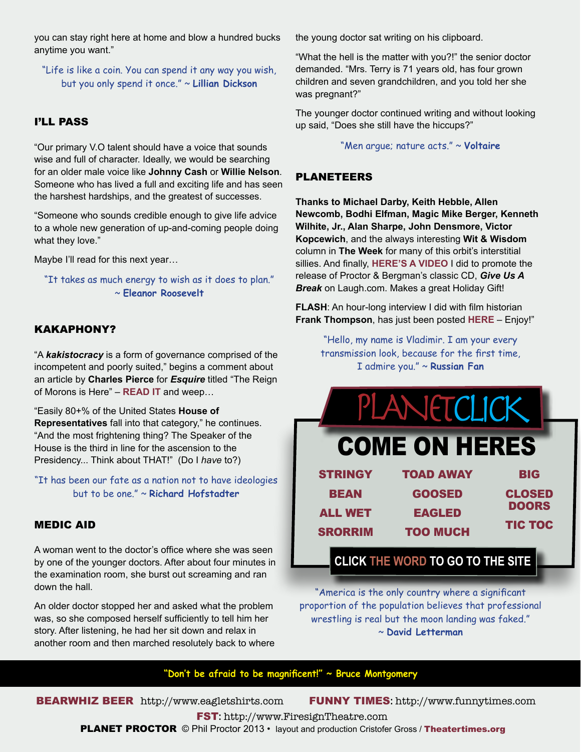you can stay right here at home and blow a hundred bucks anytime you want."

"Life is like a coin. You can spend it any way you wish, but you only spend it once." ~ **Lillian Dickson**

## I'LL PASS

"Our primary V.O talent should have a voice that sounds wise and full of character. Ideally, we would be searching for an older male voice like **Johnny Cash** or **Willie Nelson**. Someone who has lived a full and exciting life and has seen the harshest hardships, and the greatest of successes.

"Someone who sounds credible enough to give life advice to a whole new generation of up-and-coming people doing what they love."

Maybe I'll read for this next year…

"It takes as much energy to wish as it does to plan." ~ **Eleanor Roosevelt**

## KAKAPHONY?

"A ***kakistocracy*** is a form of governance comprised of the incompetent and poorly suited," begins a comment about an article by **Charles Pierce** for ***Esquire*** titled "The Reign of Morons is Here" – **READ IT** and weep…

"Easily 80+% of the United States **House of Representatives** fall into that category," he continues. "And the most frightening thing? The Speaker of the House is the third in line for the ascension to the Presidency... Think about THAT!" (Do I *have* to?)

"It has been our fate as a nation not to have ideologies but to be one." ~ **Richard Hofstadter**

## MEDIC AID

A woman went to the doctor's office where she was seen by one of the younger doctors. After about four minutes in the examination room, she burst out screaming and ran down the hall.

An older doctor stopped her and asked what the problem was, so she composed herself sufficiently to tell him her story. After listening, he had her sit down and relax in another room and then marched resolutely back to where the young doctor sat writing on his clipboard.

"What the hell is the matter with you?!" the senior doctor demanded. "Mrs. Terry is 71 years old, has four grown children and seven grandchildren, and you told her she was pregnant?"

The younger doctor continued writing and without looking up said, "Does she still have the hiccups?"

"Men argue; nature acts." ~ **Voltaire**

## PLANETEERS

**Thanks to Michael Darby, Keith Hebble, Allen Newcomb, Bodhi Elfman, Magic Mike Berger, Kenneth Wilhite, Jr., Alan Sharpe, John Densmore, Victor Kopcewich**, and the always interesting **Wit & Wisdom** column in **The Week** for many of this orbit's interstitial sillies. And finally, **HERE'S A VIDEO** I did to promote the release of Proctor & Bergman's classic CD, ***Give Us A Break*** on Laugh.com. Makes a great Holiday Gift!

**FLASH**: An hour-long interview I did with film historian **Frank Thompson**, has just been posted **HERE** – Enjoy!"

"Hello, my name is Vladimir. I am your every transmission look, because for the first time, I admire you." ~ **Russian Fan**

## PLANETCLICK

### COME ON HERES

| | | |
|---|---|---|
| STRINGY | TOAD AWAY | BIG |
| BEAN | GOOSED | CLOSED DOORS |
| ALL WET | EAGLED | TIC TOC |
| SRORRIM | TOO MUCH | |

**CLICK THE WORD TO GO TO THE SITE**

"America is the only country where a significant proportion of the population believes that professional wrestling is real but the moon landing was faked." ~ **David Letterman**

"Don't be afraid to be magnificent!" ~ **Bruce Montgomery**

**BEARWHIZ BEER** http://www.eagletshirts.com **FUNNY TIMES**: http://www.funnytimes.com

**FST**: http://www.FiresignTheatre.com

**PLANET PROCTOR** © Phil Proctor 2013 • layout and production Cristofer Gross / **Theatertimes.org**